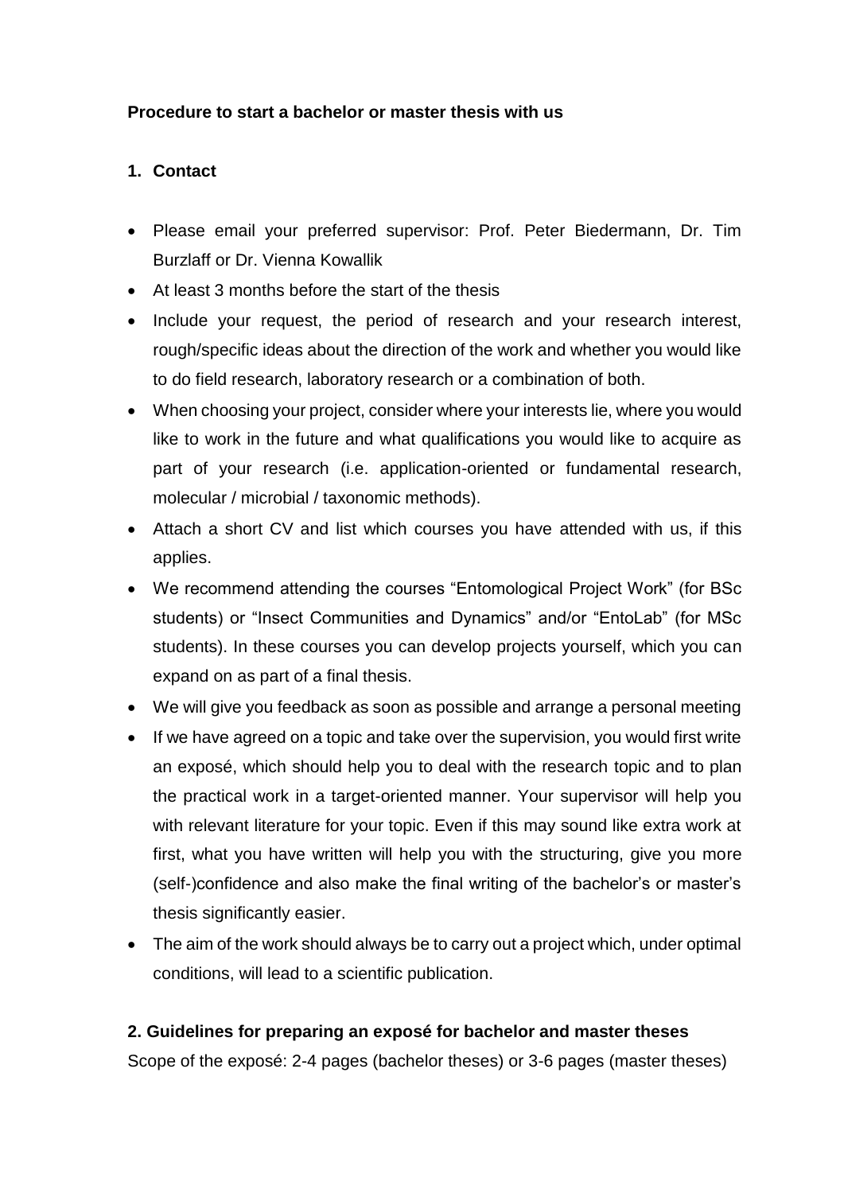**Procedure to start a bachelor or master thesis with us**

## 1. Contact

- Please email your preferred supervisor: Prof. Peter Biedermann, Dr. Tim Burzlaff or Dr. Vienna Kowallik
- At least 3 months before the start of the thesis
- Include your request, the period of research and your research interest, rough/specific ideas about the direction of the work and whether you would like to do field research, laboratory research or a combination of both.
- When choosing your project, consider where your interests lie, where you would like to work in the future and what qualifications you would like to acquire as part of your research (i.e. application-oriented or fundamental research, molecular / microbial / taxonomic methods).
- Attach a short CV and list which courses you have attended with us, if this applies.
- We recommend attending the courses "Entomological Project Work" (for BSc students) or "Insect Communities and Dynamics" and/or "EntoLab" (for MSc students). In these courses you can develop projects yourself, which you can expand on as part of a final thesis.
- We will give you feedback as soon as possible and arrange a personal meeting
- If we have agreed on a topic and take over the supervision, you would first write an exposé, which should help you to deal with the research topic and to plan the practical work in a target-oriented manner. Your supervisor will help you with relevant literature for your topic. Even if this may sound like extra work at first, what you have written will help you with the structuring, give you more (self-)confidence and also make the final writing of the bachelor's or master's thesis significantly easier.
- The aim of the work should always be to carry out a project which, under optimal conditions, will lead to a scientific publication.

## 2. Guidelines for preparing an exposé for bachelor and master theses

Scope of the exposé: 2-4 pages (bachelor theses) or 3-6 pages (master theses)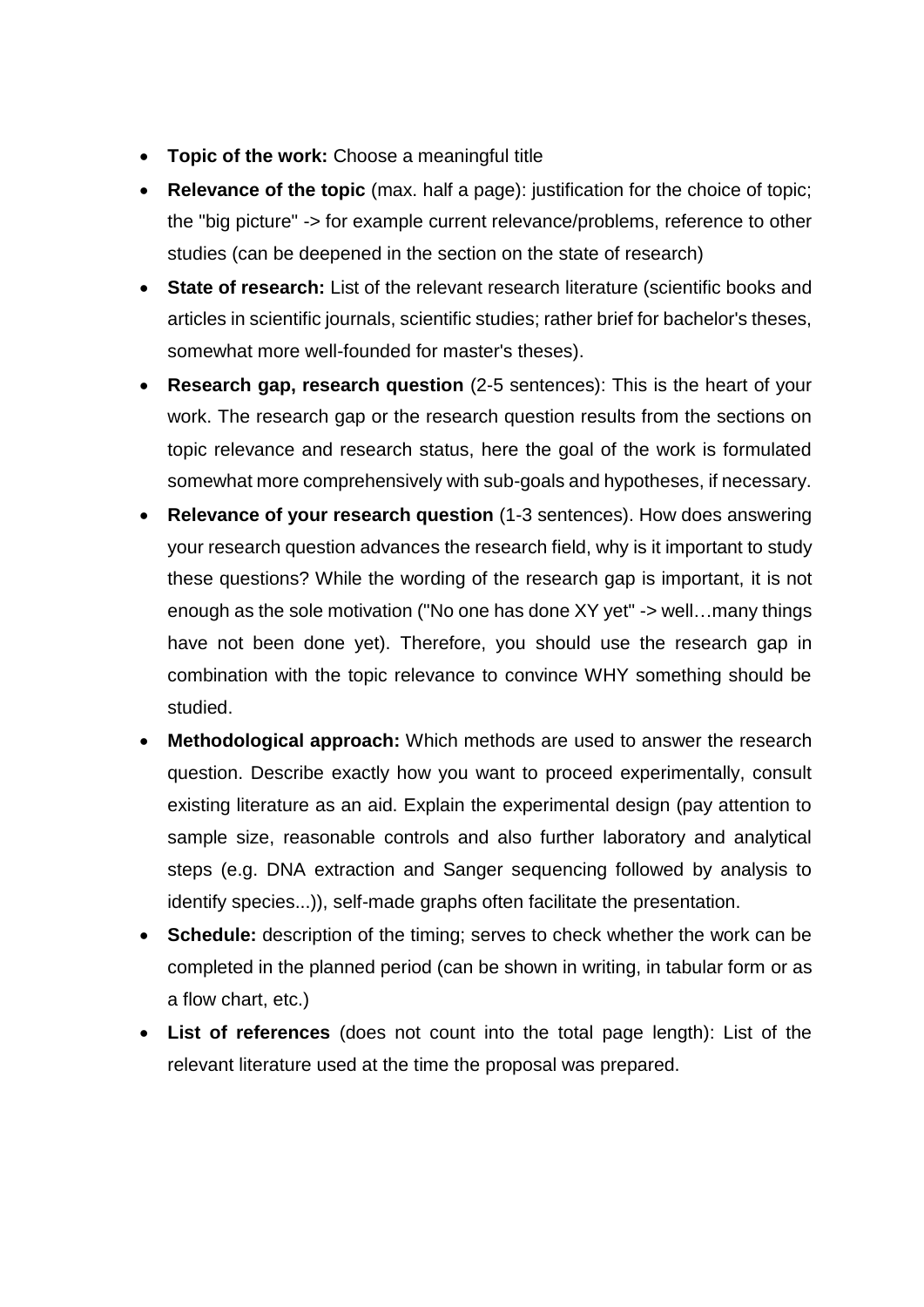- **Topic of the work:** Choose a meaningful title
- **Relevance of the topic** (max. half a page): justification for the choice of topic; the "big picture" -> for example current relevance/problems, reference to other studies (can be deepened in the section on the state of research)
- **State of research:** List of the relevant research literature (scientific books and articles in scientific journals, scientific studies; rather brief for bachelor's theses, somewhat more well-founded for master's theses).
- **Research gap, research question** (2-5 sentences): This is the heart of your work. The research gap or the research question results from the sections on topic relevance and research status, here the goal of the work is formulated somewhat more comprehensively with sub-goals and hypotheses, if necessary.
- **Relevance of your research question** (1-3 sentences). How does answering your research question advances the research field, why is it important to study these questions? While the wording of the research gap is important, it is not enough as the sole motivation ("No one has done XY yet" -> well…many things have not been done yet). Therefore, you should use the research gap in combination with the topic relevance to convince WHY something should be studied.
- **Methodological approach:** Which methods are used to answer the research question. Describe exactly how you want to proceed experimentally, consult existing literature as an aid. Explain the experimental design (pay attention to sample size, reasonable controls and also further laboratory and analytical steps (e.g. DNA extraction and Sanger sequencing followed by analysis to identify species...)), self-made graphs often facilitate the presentation.
- **Schedule:** description of the timing; serves to check whether the work can be completed in the planned period (can be shown in writing, in tabular form or as a flow chart, etc.)
- **List of references** (does not count into the total page length): List of the relevant literature used at the time the proposal was prepared.